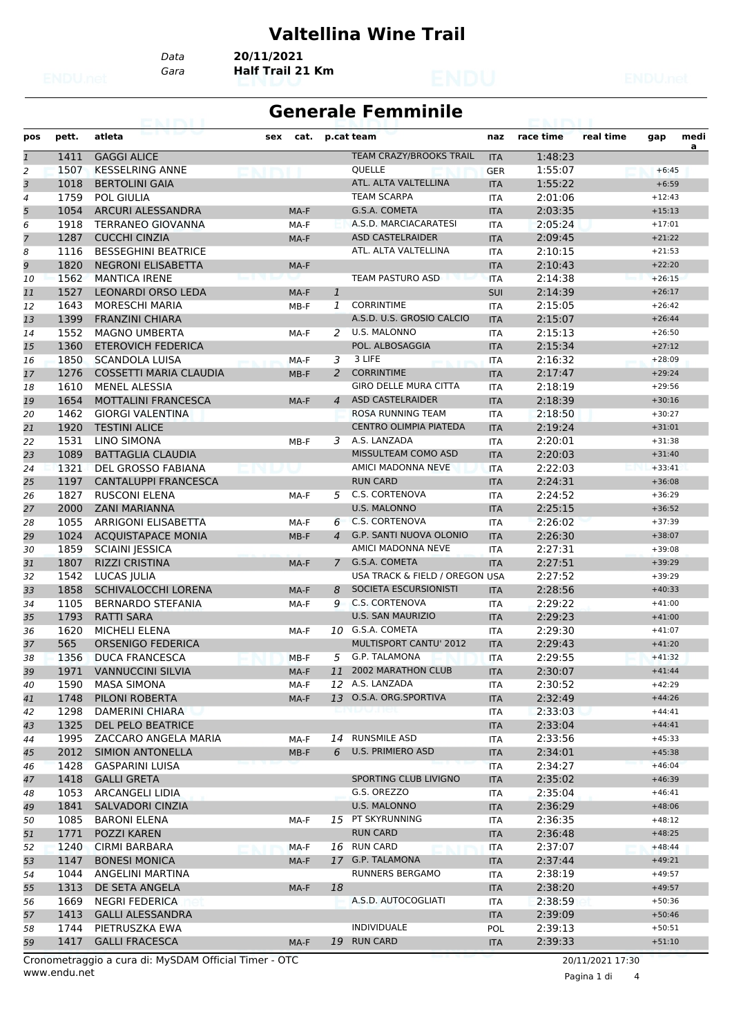# Valtellina Wine Trail

*Data* **20/11/2021**
*Gara* **Half Trail 21 Km**

## Generale Femminile

| pos | pett. | atleta | sex | cat. | p.cat | team | naz | race time | real time | gap | medi a |
|---|---|---|---|---|---|---|---|---|---|---|---|
| 1 | 1411 | GAGGI ALICE | | | | TEAM CRAZY/BROOKS TRAIL | ITA | 1:48:23 | | | |
| 2 | 1507 | KESSELRING ANNE | | | | QUELLE | GER | 1:55:07 | | +6:45 | |
| 3 | 1018 | BERTOLINI GAIA | | | | ATL. ALTA VALTELLINA | ITA | 1:55:22 | | +6:59 | |
| 4 | 1759 | POL GIULIA | | | | TEAM SCARPA | ITA | 2:01:06 | | +12:43 | |
| 5 | 1054 | ARCURI ALESSANDRA | | MA-F | | G.S.A. COMETA | ITA | 2:03:35 | | +15:13 | |
| 6 | 1918 | TERRANEO GIOVANNA | | MA-F | | A.S.D. MARCIACARATESI | ITA | 2:05:24 | | +17:01 | |
| 7 | 1287 | CUCCHI CINZIA | | MA-F | | ASD CASTELRAIDER | ITA | 2:09:45 | | +21:22 | |
| 8 | 1116 | BESSEGHINI BEATRICE | | | | ATL. ALTA VALTELLINA | ITA | 2:10:15 | | +21:53 | |
| 9 | 1820 | NEGRONI ELISABETTA | | MA-F | | | ITA | 2:10:43 | | +22:20 | |
| 10 | 1562 | MANTICA IRENE | | | | TEAM PASTURO ASD | ITA | 2:14:38 | | +26:15 | |
| 11 | 1527 | LEONARDI ORSO LEDA | | MA-F | 1 | | SUI | 2:14:39 | | +26:17 | |
| 12 | 1643 | MORESCHI MARIA | | MB-F | 1 | CORRINTIME | ITA | 2:15:05 | | +26:42 | |
| 13 | 1399 | FRANZINI CHIARA | | | | A.S.D. U.S. GROSIO CALCIO | ITA | 2:15:07 | | +26:44 | |
| 14 | 1552 | MAGNO UMBERTA | | MA-F | 2 | U.S. MALONNO | ITA | 2:15:13 | | +26:50 | |
| 15 | 1360 | ETEROVICH FEDERICA | | | | POL. ALBOSAGGIA | ITA | 2:15:34 | | +27:12 | |
| 16 | 1850 | SCANDOLA LUISA | | MA-F | 3 | 3 LIFE | ITA | 2:16:32 | | +28:09 | |
| 17 | 1276 | COSSETTI MARIA CLAUDIA | | MB-F | 2 | CORRINTIME | ITA | 2:17:47 | | +29:24 | |
| 18 | 1610 | MENEL ALESSIA | | | | GIRO DELLE MURA CITTA | ITA | 2:18:19 | | +29:56 | |
| 19 | 1654 | MOTTALINI FRANCESCA | | MA-F | 4 | ASD CASTELRAIDER | ITA | 2:18:39 | | +30:16 | |
| 20 | 1462 | GIORGI VALENTINA | | | | ROSA RUNNING TEAM | ITA | 2:18:50 | | +30:27 | |
| 21 | 1920 | TESTINI ALICE | | | | CENTRO OLIMPIA PIATEDA | ITA | 2:19:24 | | +31:01 | |
| 22 | 1531 | LINO SIMONA | | MB-F | 3 | A.S. LANZADA | ITA | 2:20:01 | | +31:38 | |
| 23 | 1089 | BATTAGLIA CLAUDIA | | | | MISSULTEAM COMO ASD | ITA | 2:20:03 | | +31:40 | |
| 24 | 1321 | DEL GROSSO FABIANA | | | | AMICI MADONNA NEVE | ITA | 2:22:03 | | +33:41 | |
| 25 | 1197 | CANTALUPPI FRANCESCA | | | | RUN CARD | ITA | 2:24:31 | | +36:08 | |
| 26 | 1827 | RUSCONI ELENA | | MA-F | 5 | C.S. CORTENOVA | ITA | 2:24:52 | | +36:29 | |
| 27 | 2000 | ZANI MARIANNA | | | | U.S. MALONNO | ITA | 2:25:15 | | +36:52 | |
| 28 | 1055 | ARRIGONI ELISABETTA | | MA-F | 6 | C.S. CORTENOVA | ITA | 2:26:02 | | +37:39 | |
| 29 | 1024 | ACQUISTAPACE MONIA | | MB-F | 4 | G.P. SANTI NUOVA OLONIO | ITA | 2:26:30 | | +38:07 | |
| 30 | 1859 | SCIAINI JESSICA | | | | AMICI MADONNA NEVE | ITA | 2:27:31 | | +39:08 | |
| 31 | 1807 | RIZZI CRISTINA | | MA-F | 7 | G.S.A. COMETA | ITA | 2:27:51 | | +39:29 | |
| 32 | 1542 | LUCAS JULIA | | | | USA TRACK & FIELD / OREGON | USA | 2:27:52 | | +39:29 | |
| 33 | 1858 | SCHIVALOCCHI LORENA | | MA-F | 8 | SOCIETA ESCURSIONISTI | ITA | 2:28:56 | | +40:33 | |
| 34 | 1105 | BERNARDO STEFANIA | | MA-F | 9 | C.S. CORTENOVA | ITA | 2:29:22 | | +41:00 | |
| 35 | 1793 | RATTI SARA | | | | U.S. SAN MAURIZIO | ITA | 2:29:23 | | +41:00 | |
| 36 | 1620 | MICHELI ELENA | | MA-F | 10 | G.S.A. COMETA | ITA | 2:29:30 | | +41:07 | |
| 37 | 565 | ORSENIGO FEDERICA | | | | MULTISPORT CANTU' 2012 | ITA | 2:29:43 | | +41:20 | |
| 38 | 1356 | DUCA FRANCESCA | | MB-F | 5 | G.P. TALAMONA | ITA | 2:29:55 | | +41:32 | |
| 39 | 1971 | VANNUCCINI SILVIA | | MA-F | 11 | 2002 MARATHON CLUB | ITA | 2:30:07 | | +41:44 | |
| 40 | 1590 | MASA SIMONA | | MA-F | 12 | A.S. LANZADA | ITA | 2:30:52 | | +42:29 | |
| 41 | 1748 | PILONI ROBERTA | | MA-F | 13 | O.S.A. ORG.SPORTIVA | ITA | 2:32:49 | | +44:26 | |
| 42 | 1298 | DAMERINI CHIARA | | | | | ITA | 2:33:03 | | +44:41 | |
| 43 | 1325 | DEL PELO BEATRICE | | | | | ITA | 2:33:04 | | +44:41 | |
| 44 | 1995 | ZACCARO ANGELA MARIA | | MA-F | 14 | RUNSMILE ASD | ITA | 2:33:56 | | +45:33 | |
| 45 | 2012 | SIMION ANTONELLA | | MB-F | 6 | U.S. PRIMIERO ASD | ITA | 2:34:01 | | +45:38 | |
| 46 | 1428 | GASPARINI LUISA | | | | | ITA | 2:34:27 | | +46:04 | |
| 47 | 1418 | GALLI GRETA | | | | SPORTING CLUB LIVIGNO | ITA | 2:35:02 | | +46:39 | |
| 48 | 1053 | ARCANGELI LIDIA | | | | G.S. OREZZO | ITA | 2:35:04 | | +46:41 | |
| 49 | 1841 | SALVADORI CINZIA | | | | U.S. MALONNO | ITA | 2:36:29 | | +48:06 | |
| 50 | 1085 | BARONI ELENA | | MA-F | 15 | PT SKYRUNNING | ITA | 2:36:35 | | +48:12 | |
| 51 | 1771 | POZZI KAREN | | | | RUN CARD | ITA | 2:36:48 | | +48:25 | |
| 52 | 1240 | CIRMI BARBARA | | MA-F | 16 | RUN CARD | ITA | 2:37:07 | | +48:44 | |
| 53 | 1147 | BONESI MONICA | | MA-F | 17 | G.P. TALAMONA | ITA | 2:37:44 | | +49:21 | |
| 54 | 1044 | ANGELINI MARTINA | | | | RUNNERS BERGAMO | ITA | 2:38:19 | | +49:57 | |
| 55 | 1313 | DE SETA ANGELA | | MA-F | 18 | | ITA | 2:38:20 | | +49:57 | |
| 56 | 1669 | NEGRI FEDERICA | | | | A.S.D. AUTOCOGLIATI | ITA | 2:38:59 | | +50:36 | |
| 57 | 1413 | GALLI ALESSANDRA | | | | | ITA | 2:39:09 | | +50:46 | |
| 58 | 1744 | PIETRUSZKA EWA | | | | INDIVIDUALE | POL | 2:39:13 | | +50:51 | |
| 59 | 1417 | GALLI FRACESCA | | MA-F | 19 | RUN CARD | ITA | 2:39:33 | | +51:10 | |

Cronometraggio a cura di: MySDAM Official Timer - OTC
www.endu.net

20/11/2021 17:30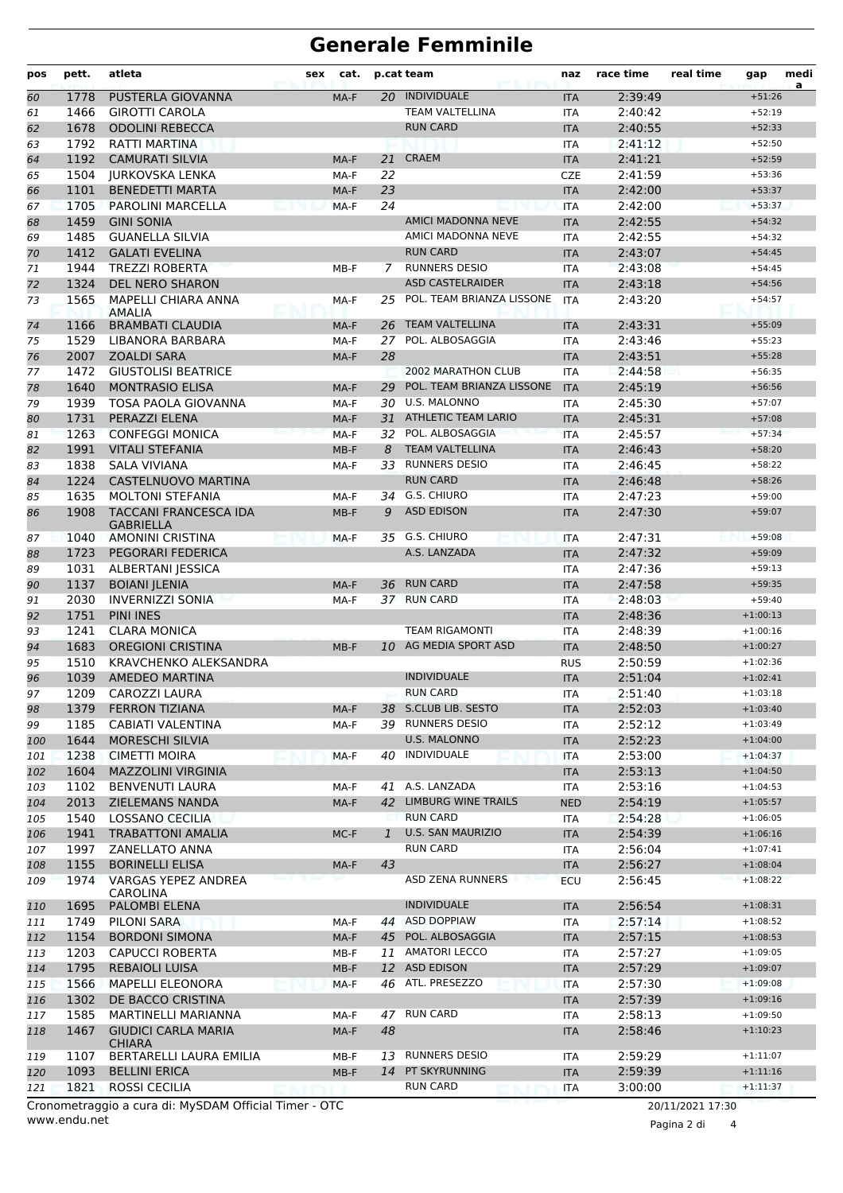# Generale Femminile

| pos | pett. | atleta | sex | cat. | p.cat | team | naz | race time | real time | gap | media |
|---|---|---|---|---|---|---|---|---|---|---|---|
| 60 | 1778 | PUSTERLA GIOVANNA | | MA-F | 20 | INDIVIDUALE | ITA | 2:39:49 | | +51:26 | |
| 61 | 1466 | GIROTTI CAROLA | | | | TEAM VALTELLINA | ITA | 2:40:42 | | +52:19 | |
| 62 | 1678 | ODOLINI REBECCA | | | | RUN CARD | ITA | 2:40:55 | | +52:33 | |
| 63 | 1792 | RATTI MARTINA | | | | | ITA | 2:41:12 | | +52:50 | |
| 64 | 1192 | CAMURATI SILVIA | | MA-F | 21 | CRAEM | ITA | 2:41:21 | | +52:59 | |
| 65 | 1504 | JURKOVSKA LENKA | | MA-F | 22 | | CZE | 2:41:59 | | +53:36 | |
| 66 | 1101 | BENEDETTI MARTA | | MA-F | 23 | | ITA | 2:42:00 | | +53:37 | |
| 67 | 1705 | PAROLINI MARCELLA | | MA-F | 24 | | ITA | 2:42:00 | | +53:37 | |
| 68 | 1459 | GINI SONIA | | | | AMICI MADONNA NEVE | ITA | 2:42:55 | | +54:32 | |
| 69 | 1485 | GUANELLA SILVIA | | | | AMICI MADONNA NEVE | ITA | 2:42:55 | | +54:32 | |
| 70 | 1412 | GALATI EVELINA | | | | RUN CARD | ITA | 2:43:07 | | +54:45 | |
| 71 | 1944 | TREZZI ROBERTA | | MB-F | 7 | RUNNERS DESIO | ITA | 2:43:08 | | +54:45 | |
| 72 | 1324 | DEL NERO SHARON | | | | ASD CASTELRAIDER | ITA | 2:43:18 | | +54:56 | |
| 73 | 1565 | MAPELLI CHIARA ANNA AMALIA | | MA-F | 25 | POL. TEAM BRIANZA LISSONE | ITA | 2:43:20 | | +54:57 | |
| 74 | 1166 | BRAMBATI CLAUDIA | | MA-F | 26 | TEAM VALTELLINA | ITA | 2:43:31 | | +55:09 | |
| 75 | 1529 | LIBANORA BARBARA | | MA-F | 27 | POL. ALBOSAGGIA | ITA | 2:43:46 | | +55:23 | |
| 76 | 2007 | ZOALDI SARA | | MA-F | 28 | | ITA | 2:43:51 | | +55:28 | |
| 77 | 1472 | GIUSTOLISI BEATRICE | | | | 2002 MARATHON CLUB | ITA | 2:44:58 | | +56:35 | |
| 78 | 1640 | MONTRASIO ELISA | | MA-F | 29 | POL. TEAM BRIANZA LISSONE | ITA | 2:45:19 | | +56:56 | |
| 79 | 1939 | TOSA PAOLA GIOVANNA | | MA-F | 30 | U.S. MALONNO | ITA | 2:45:30 | | +57:07 | |
| 80 | 1731 | PERAZZI ELENA | | MA-F | 31 | ATHLETIC TEAM LARIO | ITA | 2:45:31 | | +57:08 | |
| 81 | 1263 | CONFEGGI MONICA | | MA-F | 32 | POL. ALBOSAGGIA | ITA | 2:45:57 | | +57:34 | |
| 82 | 1991 | VITALI STEFANIA | | MB-F | 8 | TEAM VALTELLINA | ITA | 2:46:43 | | +58:20 | |
| 83 | 1838 | SALA VIVIANA | | MA-F | 33 | RUNNERS DESIO | ITA | 2:46:45 | | +58:22 | |
| 84 | 1224 | CASTELNUOVO MARTINA | | | | RUN CARD | ITA | 2:46:48 | | +58:26 | |
| 85 | 1635 | MOLTONI STEFANIA | | MA-F | 34 | G.S. CHIURO | ITA | 2:47:23 | | +59:00 | |
| 86 | 1908 | TACCANI FRANCESCA IDA GABRIELLA | | MB-F | 9 | ASD EDISON | ITA | 2:47:30 | | +59:07 | |
| 87 | 1040 | AMONINI CRISTINA | | MA-F | 35 | G.S. CHIURO | ITA | 2:47:31 | | +59:08 | |
| 88 | 1723 | PEGORARI FEDERICA | | | | A.S. LANZADA | ITA | 2:47:32 | | +59:09 | |
| 89 | 1031 | ALBERTANI JESSICA | | | | | ITA | 2:47:36 | | +59:13 | |
| 90 | 1137 | BOIANI JLENIA | | MA-F | 36 | RUN CARD | ITA | 2:47:58 | | +59:35 | |
| 91 | 2030 | INVERNIZZI SONIA | | MA-F | 37 | RUN CARD | ITA | 2:48:03 | | +59:40 | |
| 92 | 1751 | PINI INES | | | | | ITA | 2:48:36 | | +1:00:13 | |
| 93 | 1241 | CLARA MONICA | | | | TEAM RIGAMONTI | ITA | 2:48:39 | | +1:00:16 | |
| 94 | 1683 | OREGIONI CRISTINA | | MB-F | 10 | AG MEDIA SPORT ASD | ITA | 2:48:50 | | +1:00:27 | |
| 95 | 1510 | KRAVCHENKO ALEKSANDRA | | | | | RUS | 2:50:59 | | +1:02:36 | |
| 96 | 1039 | AMEDEO MARTINA | | | | INDIVIDUALE | ITA | 2:51:04 | | +1:02:41 | |
| 97 | 1209 | CAROZZI LAURA | | | | RUN CARD | ITA | 2:51:40 | | +1:03:18 | |
| 98 | 1379 | FERRON TIZIANA | | MA-F | 38 | S.CLUB LIB. SESTO | ITA | 2:52:03 | | +1:03:40 | |
| 99 | 1185 | CABIATI VALENTINA | | MA-F | 39 | RUNNERS DESIO | ITA | 2:52:12 | | +1:03:49 | |
| 100 | 1644 | MORESCHI SILVIA | | | | U.S. MALONNO | ITA | 2:52:23 | | +1:04:00 | |
| 101 | 1238 | CIMETTI MOIRA | | MA-F | 40 | INDIVIDUALE | ITA | 2:53:00 | | +1:04:37 | |
| 102 | 1604 | MAZZOLINI VIRGINIA | | | | | ITA | 2:53:13 | | +1:04:50 | |
| 103 | 1102 | BENVENUTI LAURA | | MA-F | 41 | A.S. LANZADA | ITA | 2:53:16 | | +1:04:53 | |
| 104 | 2013 | ZIELEMANS NANDA | | MA-F | 42 | LIMBURG WINE TRAILS | NED | 2:54:19 | | +1:05:57 | |
| 105 | 1540 | LOSSANO CECILIA | | | | RUN CARD | ITA | 2:54:28 | | +1:06:05 | |
| 106 | 1941 | TRABATTONI AMALIA | | MC-F | 1 | U.S. SAN MAURIZIO | ITA | 2:54:39 | | +1:06:16 | |
| 107 | 1997 | ZANELLATO ANNA | | | | RUN CARD | ITA | 2:56:04 | | +1:07:41 | |
| 108 | 1155 | BORINELLI ELISA | | MA-F | 43 | | ITA | 2:56:27 | | +1:08:04 | |
| 109 | 1974 | VARGAS YEPEZ ANDREA CAROLINA | | | | ASD ZENA RUNNERS | ECU | 2:56:45 | | +1:08:22 | |
| 110 | 1695 | PALOMBI ELENA | | | | INDIVIDUALE | ITA | 2:56:54 | | +1:08:31 | |
| 111 | 1749 | PILONI SARA | | MA-F | 44 | ASD DOPPIAW | ITA | 2:57:14 | | +1:08:52 | |
| 112 | 1154 | BORDONI SIMONA | | MA-F | 45 | POL. ALBOSAGGIA | ITA | 2:57:15 | | +1:08:53 | |
| 113 | 1203 | CAPUCCI ROBERTA | | MB-F | 11 | AMATORI LECCO | ITA | 2:57:27 | | +1:09:05 | |
| 114 | 1795 | REBAIOLI LUISA | | MB-F | 12 | ASD EDISON | ITA | 2:57:29 | | +1:09:07 | |
| 115 | 1566 | MAPELLI ELEONORA | | MA-F | 46 | ATL. PRESEZZO | ITA | 2:57:30 | | +1:09:08 | |
| 116 | 1302 | DE BACCO CRISTINA | | | | | ITA | 2:57:39 | | +1:09:16 | |
| 117 | 1585 | MARTINELLI MARIANNA | | MA-F | 47 | RUN CARD | ITA | 2:58:13 | | +1:09:50 | |
| 118 | 1467 | GIUDICI CARLA MARIA CHIARA | | MA-F | 48 | | ITA | 2:58:46 | | +1:10:23 | |
| 119 | 1107 | BERTARELLI LAURA EMILIA | | MB-F | 13 | RUNNERS DESIO | ITA | 2:59:29 | | +1:11:07 | |
| 120 | 1093 | BELLINI ERICA | | MB-F | 14 | PT SKYRUNNING | ITA | 2:59:39 | | +1:11:16 | |
| 121 | 1821 | ROSSI CECILIA | | | | RUN CARD | ITA | 3:00:00 | | +1:11:37 | |

Cronometraggio a cura di: MySDAM Official Timer - OTC

www.endu.net

20/11/2021 17:30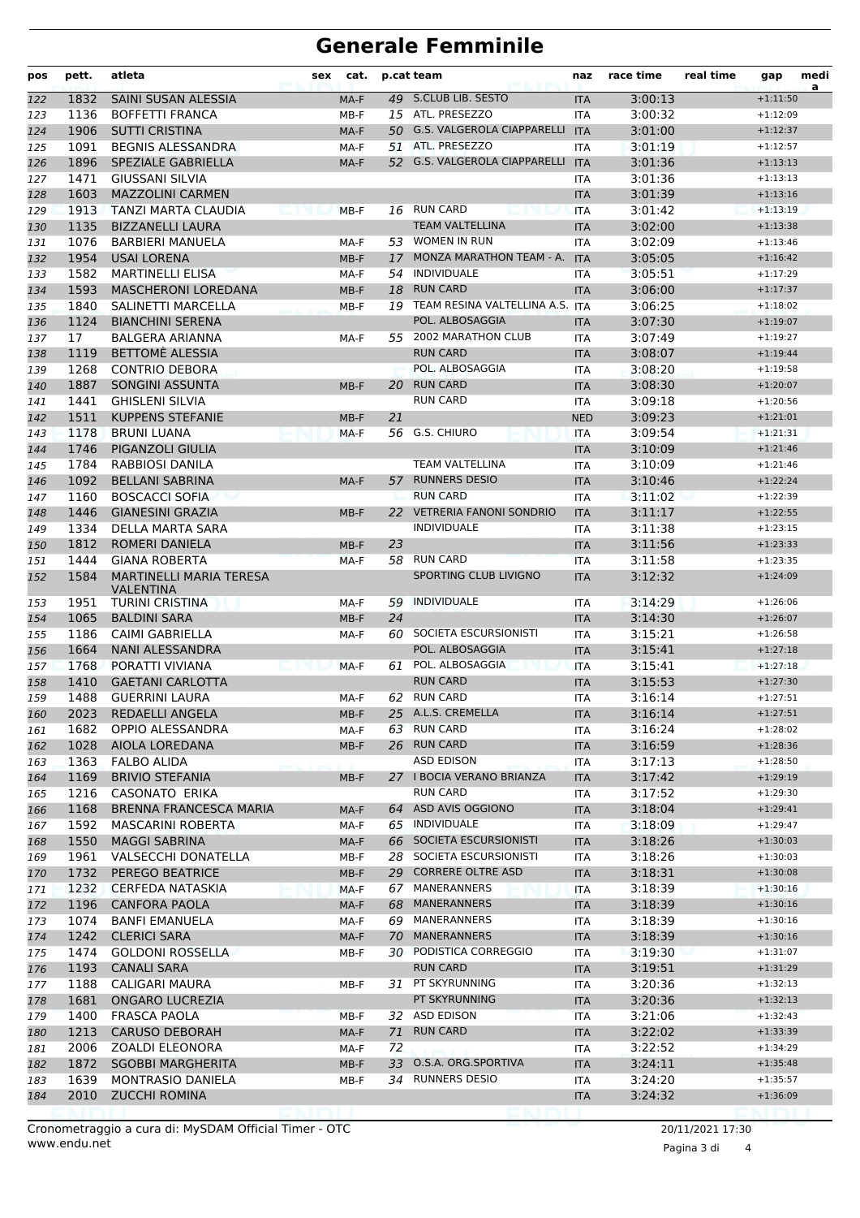# Generale Femminile

| pos | pett. | atleta | sex | cat. | p.cat | team | naz | race time | real time | gap | media |
|---|---|---|---|---|---|---|---|---|---|---|---|
| 122 | 1832 | SAINI SUSAN ALESSIA | | MA-F | 49 | S.CLUB LIB. SESTO | ITA | 3:00:13 | | +1:11:50 | |
| 123 | 1136 | BOFFETTI FRANCA | | MB-F | 15 | ATL. PRESEZZO | ITA | 3:00:32 | | +1:12:09 | |
| 124 | 1906 | SUTTI CRISTINA | | MA-F | 50 | G.S. VALGEROLA CIAPPARELLI | ITA | 3:01:00 | | +1:12:37 | |
| 125 | 1091 | BEGNIS ALESSANDRA | | MA-F | 51 | ATL. PRESEZZO | ITA | 3:01:19 | | +1:12:57 | |
| 126 | 1896 | SPEZIALE GABRIELLA | | MA-F | 52 | G.S. VALGEROLA CIAPPARELLI | ITA | 3:01:36 | | +1:13:13 | |
| 127 | 1471 | GIUSSANI SILVIA | | | | | ITA | 3:01:36 | | +1:13:13 | |
| 128 | 1603 | MAZZOLINI CARMEN | | | | | ITA | 3:01:39 | | +1:13:16 | |
| 129 | 1913 | TANZI MARTA CLAUDIA | | MB-F | 16 | RUN CARD | ITA | 3:01:42 | | +1:13:19 | |
| 130 | 1135 | BIZZANELLI LAURA | | | | TEAM VALTELLINA | ITA | 3:02:00 | | +1:13:38 | |
| 131 | 1076 | BARBIERI MANUELA | | MA-F | 53 | WOMEN IN RUN | ITA | 3:02:09 | | +1:13:46 | |
| 132 | 1954 | USAI LORENA | | MB-F | 17 | MONZA MARATHON TEAM - A. | ITA | 3:05:05 | | +1:16:42 | |
| 133 | 1582 | MARTINELLI ELISA | | MA-F | 54 | INDIVIDUALE | ITA | 3:05:51 | | +1:17:29 | |
| 134 | 1593 | MASCHERONI LOREDANA | | MB-F | 18 | RUN CARD | ITA | 3:06:00 | | +1:17:37 | |
| 135 | 1840 | SALINETTI MARCELLA | | MB-F | 19 | TEAM RESINA VALTELLINA A.S. | ITA | 3:06:25 | | +1:18:02 | |
| 136 | 1124 | BIANCHINI SERENA | | | | POL. ALBOSAGGIA | ITA | 3:07:30 | | +1:19:07 | |
| 137 | 17 | BALGERA ARIANNA | | MA-F | 55 | 2002 MARATHON CLUB | ITA | 3:07:49 | | +1:19:27 | |
| 138 | 1119 | BETTOMÈ ALESSIA | | | | RUN CARD | ITA | 3:08:07 | | +1:19:44 | |
| 139 | 1268 | CONTRIO DEBORA | | | | POL. ALBOSAGGIA | ITA | 3:08:20 | | +1:19:58 | |
| 140 | 1887 | SONGINI ASSUNTA | | MB-F | 20 | RUN CARD | ITA | 3:08:30 | | +1:20:07 | |
| 141 | 1441 | GHISLENI SILVIA | | | | RUN CARD | ITA | 3:09:18 | | +1:20:56 | |
| 142 | 1511 | KUPPENS STEFANIE | | MB-F | 21 | | NED | 3:09:23 | | +1:21:01 | |
| 143 | 1178 | BRUNI LUANA | | MA-F | 56 | G.S. CHIURO | ITA | 3:09:54 | | +1:21:31 | |
| 144 | 1746 | PIGANZOLI GIULIA | | | | | ITA | 3:10:09 | | +1:21:46 | |
| 145 | 1784 | RABBIOSI DANILA | | | | TEAM VALTELLINA | ITA | 3:10:09 | | +1:21:46 | |
| 146 | 1092 | BELLANI SABRINA | | MA-F | 57 | RUNNERS DESIO | ITA | 3:10:46 | | +1:22:24 | |
| 147 | 1160 | BOSCACCI SOFIA | | | | RUN CARD | ITA | 3:11:02 | | +1:22:39 | |
| 148 | 1446 | GIANESINI GRAZIA | | MB-F | 22 | VETRERIA FANONI SONDRIO | ITA | 3:11:17 | | +1:22:55 | |
| 149 | 1334 | DELLA MARTA SARA | | | | INDIVIDUALE | ITA | 3:11:38 | | +1:23:15 | |
| 150 | 1812 | ROMERI DANIELA | | MB-F | 23 | | ITA | 3:11:56 | | +1:23:33 | |
| 151 | 1444 | GIANA ROBERTA | | MA-F | 58 | RUN CARD | ITA | 3:11:58 | | +1:23:35 | |
| 152 | 1584 | MARTINELLI MARIA TERESA VALENTINA | | | | SPORTING CLUB LIVIGNO | ITA | 3:12:32 | | +1:24:09 | |
| 153 | 1951 | TURINI CRISTINA | | MA-F | 59 | INDIVIDUALE | ITA | 3:14:29 | | +1:26:06 | |
| 154 | 1065 | BALDINI SARA | | MB-F | 24 | | ITA | 3:14:30 | | +1:26:07 | |
| 155 | 1186 | CAIMI GABRIELLA | | MA-F | 60 | SOCIETA ESCURSIONISTI | ITA | 3:15:21 | | +1:26:58 | |
| 156 | 1664 | NANI ALESSANDRA | | | | POL. ALBOSAGGIA | ITA | 3:15:41 | | +1:27:18 | |
| 157 | 1768 | PORATTI VIVIANA | | MA-F | 61 | POL. ALBOSAGGIA | ITA | 3:15:41 | | +1:27:18 | |
| 158 | 1410 | GAETANI CARLOTTA | | | | RUN CARD | ITA | 3:15:53 | | +1:27:30 | |
| 159 | 1488 | GUERRINI LAURA | | MA-F | 62 | RUN CARD | ITA | 3:16:14 | | +1:27:51 | |
| 160 | 2023 | REDAELLI ANGELA | | MB-F | 25 | A.L.S. CREMELLA | ITA | 3:16:14 | | +1:27:51 | |
| 161 | 1682 | OPPIO ALESSANDRA | | MA-F | 63 | RUN CARD | ITA | 3:16:24 | | +1:28:02 | |
| 162 | 1028 | AIOLA LOREDANA | | MB-F | 26 | RUN CARD | ITA | 3:16:59 | | +1:28:36 | |
| 163 | 1363 | FALBO ALIDA | | | | ASD EDISON | ITA | 3:17:13 | | +1:28:50 | |
| 164 | 1169 | BRIVIO STEFANIA | | MB-F | 27 | I BOCIA VERANO BRIANZA | ITA | 3:17:42 | | +1:29:19 | |
| 165 | 1216 | CASONATO ERIKA | | | | RUN CARD | ITA | 3:17:52 | | +1:29:30 | |
| 166 | 1168 | BRENNA FRANCESCA MARIA | | MA-F | 64 | ASD AVIS OGGIONO | ITA | 3:18:04 | | +1:29:41 | |
| 167 | 1592 | MASCARINI ROBERTA | | MA-F | 65 | INDIVIDUALE | ITA | 3:18:09 | | +1:29:47 | |
| 168 | 1550 | MAGGI SABRINA | | MA-F | 66 | SOCIETA ESCURSIONISTI | ITA | 3:18:26 | | +1:30:03 | |
| 169 | 1961 | VALSECCHI DONATELLA | | MB-F | 28 | SOCIETA ESCURSIONISTI | ITA | 3:18:26 | | +1:30:03 | |
| 170 | 1732 | PEREGO BEATRICE | | MB-F | 29 | CORRERE OLTRE ASD | ITA | 3:18:31 | | +1:30:08 | |
| 171 | 1232 | CERFEDA NATASKIA | | MA-F | 67 | MANERANNERS | ITA | 3:18:39 | | +1:30:16 | |
| 172 | 1196 | CANFORA PAOLA | | MA-F | 68 | MANERANNERS | ITA | 3:18:39 | | +1:30:16 | |
| 173 | 1074 | BANFI EMANUELA | | MA-F | 69 | MANERANNERS | ITA | 3:18:39 | | +1:30:16 | |
| 174 | 1242 | CLERICI SARA | | MA-F | 70 | MANERANNERS | ITA | 3:18:39 | | +1:30:16 | |
| 175 | 1474 | GOLDONI ROSSELLA | | MB-F | 30 | PODISTICA CORREGGIO | ITA | 3:19:30 | | +1:31:07 | |
| 176 | 1193 | CANALI SARA | | | | RUN CARD | ITA | 3:19:51 | | +1:31:29 | |
| 177 | 1188 | CALIGARI MAURA | | MB-F | 31 | PT SKYRUNNING | ITA | 3:20:36 | | +1:32:13 | |
| 178 | 1681 | ONGARO LUCREZIA | | | | PT SKYRUNNING | ITA | 3:20:36 | | +1:32:13 | |
| 179 | 1400 | FRASCA PAOLA | | MB-F | 32 | ASD EDISON | ITA | 3:21:06 | | +1:32:43 | |
| 180 | 1213 | CARUSO DEBORAH | | MA-F | 71 | RUN CARD | ITA | 3:22:02 | | +1:33:39 | |
| 181 | 2006 | ZOALDI ELEONORA | | MA-F | 72 | | ITA | 3:22:52 | | +1:34:29 | |
| 182 | 1872 | SGOBBI MARGHERITA | | MB-F | 33 | O.S.A. ORG.SPORTIVA | ITA | 3:24:11 | | +1:35:48 | |
| 183 | 1639 | MONTRASIO DANIELA | | MB-F | 34 | RUNNERS DESIO | ITA | 3:24:20 | | +1:35:57 | |
| 184 | 2010 | ZUCCHI ROMINA | | | | | ITA | 3:24:32 | | +1:36:09 | |

Cronometraggio a cura di: MySDAM Official Timer - OTC
www.endu.net

20/11/2021 17:30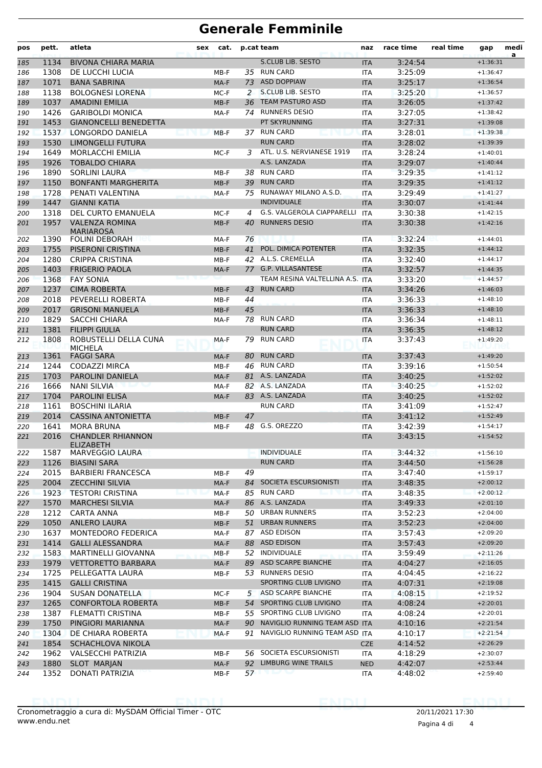# Generale Femminile

| pos | pett. | atleta | sex | cat. | p.cat | team | naz | race time | real time | gap | media |
|---|---|---|---|---|---|---|---|---|---|---|---|
| 185 | 1134 | BIVONA CHIARA MARIA | | | | S.CLUB LIB. SESTO | ITA | 3:24:54 | | +1:36:31 | |
| 186 | 1308 | DE LUCCHI LUCIA | | MB-F | 35 | RUN CARD | ITA | 3:25:09 | | +1:36:47 | |
| 187 | 1071 | BANA SABRINA | | MA-F | 73 | ASD DOPPIAW | ITA | 3:25:17 | | +1:36:54 | |
| 188 | 1138 | BOLOGNESI LORENA | | MC-F | 2 | S.CLUB LIB. SESTO | ITA | 3:25:20 | | +1:36:57 | |
| 189 | 1037 | AMADINI EMILIA | | MB-F | 36 | TEAM PASTURO ASD | ITA | 3:26:05 | | +1:37:42 | |
| 190 | 1426 | GARIBOLDI MONICA | | MA-F | 74 | RUNNERS DESIO | ITA | 3:27:05 | | +1:38:42 | |
| 191 | 1453 | GIANONCELLI BENEDETTA | | | | PT SKYRUNNING | ITA | 3:27:31 | | +1:39:08 | |
| 192 | 1537 | LONGORDO DANIELA | | MB-F | 37 | RUN CARD | ITA | 3:28:01 | | +1:39:38 | |
| 193 | 1530 | LIMONGELLI FUTURA | | | | RUN CARD | ITA | 3:28:02 | | +1:39:39 | |
| 194 | 1649 | MORLACCHI EMILIA | | MC-F | 3 | ATL. U.S. NERVIANESE 1919 | ITA | 3:28:24 | | +1:40:01 | |
| 195 | 1926 | TOBALDO CHIARA | | | | A.S. LANZADA | ITA | 3:29:07 | | +1:40:44 | |
| 196 | 1890 | SORLINI LAURA | | MB-F | 38 | RUN CARD | ITA | 3:29:35 | | +1:41:12 | |
| 197 | 1150 | BONFANTI MARGHERITA | | MB-F | 39 | RUN CARD | ITA | 3:29:35 | | +1:41:12 | |
| 198 | 1728 | PENATI VALENTINA | | MA-F | 75 | RUNAWAY MILANO A.S.D. | ITA | 3:29:49 | | +1:41:27 | |
| 199 | 1447 | GIANNI KATIA | | | | INDIVIDUALE | ITA | 3:30:07 | | +1:41:44 | |
| 200 | 1318 | DEL CURTO EMANUELA | | MC-F | 4 | G.S. VALGEROLA CIAPPARELLI | ITA | 3:30:38 | | +1:42:15 | |
| 201 | 1957 | VALENZA ROMINA MARIAROSA | | MB-F | 40 | RUNNERS DESIO | ITA | 3:30:38 | | +1:42:16 | |
| 202 | 1390 | FOLINI DEBORAH | | MA-F | 76 | | ITA | 3:32:24 | | +1:44:01 | |
| 203 | 1755 | PISERONI CRISTINA | | MB-F | 41 | POL. DIMICA POTENTER | ITA | 3:32:35 | | +1:44:12 | |
| 204 | 1280 | CRIPPA CRISTINA | | MB-F | 42 | A.L.S. CREMELLA | ITA | 3:32:40 | | +1:44:17 | |
| 205 | 1403 | FRIGERIO PAOLA | | MA-F | 77 | G.P. VILLASANTESE | ITA | 3:32:57 | | +1:44:35 | |
| 206 | 1368 | FAY SONIA | | | | TEAM RESINA VALTELLINA A.S. | ITA | 3:33:20 | | +1:44:57 | |
| 207 | 1237 | CIMA ROBERTA | | MB-F | 43 | RUN CARD | ITA | 3:34:26 | | +1:46:03 | |
| 208 | 2018 | PEVERELLI ROBERTA | | MB-F | 44 | | ITA | 3:36:33 | | +1:48:10 | |
| 209 | 2017 | GRISONI MANUELA | | MB-F | 45 | | ITA | 3:36:33 | | +1:48:10 | |
| 210 | 1829 | SACCHI CHIARA | | MA-F | 78 | RUN CARD | ITA | 3:36:34 | | +1:48:11 | |
| 211 | 1381 | FILIPPI GIULIA | | | | RUN CARD | ITA | 3:36:35 | | +1:48:12 | |
| 212 | 1808 | ROBUSTELLI DELLA CUNA MICHELA | | MA-F | 79 | RUN CARD | ITA | 3:37:43 | | +1:49:20 | |
| 213 | 1361 | FAGGI SARA | | MA-F | 80 | RUN CARD | ITA | 3:37:43 | | +1:49:20 | |
| 214 | 1244 | CODAZZI MIRCA | | MB-F | 46 | RUN CARD | ITA | 3:39:16 | | +1:50:54 | |
| 215 | 1703 | PAROLINI DANIELA | | MA-F | 81 | A.S. LANZADA | ITA | 3:40:25 | | +1:52:02 | |
| 216 | 1666 | NANI SILVIA | | MA-F | 82 | A.S. LANZADA | ITA | 3:40:25 | | +1:52:02 | |
| 217 | 1704 | PAROLINI ELISA | | MA-F | 83 | A.S. LANZADA | ITA | 3:40:25 | | +1:52:02 | |
| 218 | 1161 | BOSCHINI ILARIA | | | | RUN CARD | ITA | 3:41:09 | | +1:52:47 | |
| 219 | 2014 | CASSINA ANTONIETTA | | MB-F | 47 | | ITA | 3:41:12 | | +1:52:49 | |
| 220 | 1641 | MORA BRUNA | | MB-F | 48 | G.S. OREZZO | ITA | 3:42:39 | | +1:54:17 | |
| 221 | 2016 | CHANDLER RHIANNON ELIZABETH | | | | | ITA | 3:43:15 | | +1:54:52 | |
| 222 | 1587 | MARVEGGIO LAURA | | | | INDIVIDUALE | ITA | 3:44:32 | | +1:56:10 | |
| 223 | 1126 | BIASINI SARA | | | | RUN CARD | ITA | 3:44:50 | | +1:56:28 | |
| 224 | 2015 | BARBIERI FRANCESCA | | MB-F | 49 | | ITA | 3:47:40 | | +1:59:17 | |
| 225 | 2004 | ZECCHINI SILVIA | | MA-F | 84 | SOCIETA ESCURSIONISTI | ITA | 3:48:35 | | +2:00:12 | |
| 226 | 1923 | TESTORI CRISTINA | | MA-F | 85 | RUN CARD | ITA | 3:48:35 | | +2:00:12 | |
| 227 | 1570 | MARCHESI SILVIA | | MA-F | 86 | A.S. LANZADA | ITA | 3:49:33 | | +2:01:10 | |
| 228 | 1212 | CARTA ANNA | | MB-F | 50 | URBAN RUNNERS | ITA | 3:52:23 | | +2:04:00 | |
| 229 | 1050 | ANLERO LAURA | | MB-F | 51 | URBAN RUNNERS | ITA | 3:52:23 | | +2:04:00 | |
| 230 | 1637 | MONTEDORO FEDERICA | | MA-F | 87 | ASD EDISON | ITA | 3:57:43 | | +2:09:20 | |
| 231 | 1414 | GALLI ALESSANDRA | | MA-F | 88 | ASD EDISON | ITA | 3:57:43 | | +2:09:20 | |
| 232 | 1583 | MARTINELLI GIOVANNA | | MB-F | 52 | INDIVIDUALE | ITA | 3:59:49 | | +2:11:26 | |
| 233 | 1979 | VETTORETTO BARBARA | | MA-F | 89 | ASD SCARPE BIANCHE | ITA | 4:04:27 | | +2:16:05 | |
| 234 | 1725 | PELLEGATTA LAURA | | MB-F | 53 | RUNNERS DESIO | ITA | 4:04:45 | | +2:16:22 | |
| 235 | 1415 | GALLI CRISTINA | | | | SPORTING CLUB LIVIGNO | ITA | 4:07:31 | | +2:19:08 | |
| 236 | 1904 | SUSAN DONATELLA | | MC-F | 5 | ASD SCARPE BIANCHE | ITA | 4:08:15 | | +2:19:52 | |
| 237 | 1265 | CONFORTOLA ROBERTA | | MB-F | 54 | SPORTING CLUB LIVIGNO | ITA | 4:08:24 | | +2:20:01 | |
| 238 | 1387 | FLEMATTI CRISTINA | | MB-F | 55 | SPORTING CLUB LIVIGNO | ITA | 4:08:24 | | +2:20:01 | |
| 239 | 1750 | PINGIORI MARIANNA | | MA-F | 90 | NAVIGLIO RUNNING TEAM ASD | ITA | 4:10:16 | | +2:21:54 | |
| 240 | 1304 | DE CHIARA ROBERTA | | MA-F | 91 | NAVIGLIO RUNNING TEAM ASD | ITA | 4:10:17 | | +2:21:54 | |
| 241 | 1854 | SCHACHLOVA NIKOLA | | | | | CZE | 4:14:52 | | +2:26:29 | |
| 242 | 1962 | VALSECCHI PATRIZIA | | MB-F | 56 | SOCIETA ESCURSIONISTI | ITA | 4:18:29 | | +2:30:07 | |
| 243 | 1880 | SLOT MARJAN | | MA-F | 92 | LIMBURG WINE TRAILS | NED | 4:42:07 | | +2:53:44 | |
| 244 | 1352 | DONATI PATRIZIA | | MB-F | 57 | | ITA | 4:48:02 | | +2:59:40 | |

Cronometraggio a cura di: MySDAM Official Timer - OTC
www.endu.net

20/11/2021 17:30